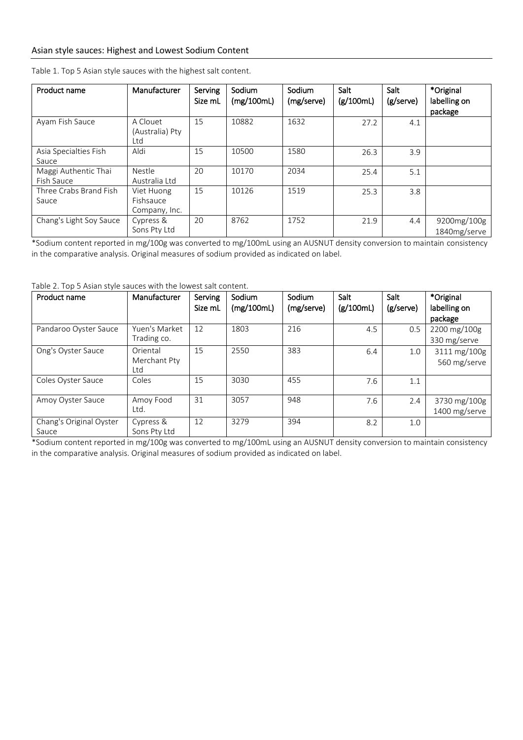## Asian style sauces: Highest and Lowest Sodium Content

Table 1. Top 5 Asian style sauces with the highest salt content.

| Product name | Manufacturer | Serving Size mL | Sodium (mg/100mL) | Sodium (mg/serve) | Salt (g/100mL) | Salt (g/serve) | *Original labelling on package |
|---|---|---|---|---|---|---|---|
| Ayam Fish Sauce | A Clouet (Australia) Pty Ltd | 15 | 10882 | 1632 | 27.2 | 4.1 | |
| Asia Specialties Fish Sauce | Aldi | 15 | 10500 | 1580 | 26.3 | 3.9 | |
| Maggi Authentic Thai Fish Sauce | Nestle Australia Ltd | 20 | 10170 | 2034 | 25.4 | 5.1 | |
| Three Crabs Brand Fish Sauce | Viet Huong Fishsauce Company, Inc. | 15 | 10126 | 1519 | 25.3 | 3.8 | |
| Chang's Light Soy Sauce | Cypress & Sons Pty Ltd | 20 | 8762 | 1752 | 21.9 | 4.4 | 9200mg/100g 1840mg/serve |

*Sodium content reported in mg/100g was converted to mg/100mL using an AUSNUT density conversion to maintain consistency in the comparative analysis. Original measures of sodium provided as indicated on label.

Table 2. Top 5 Asian style sauces with the lowest salt content.

| Product name | Manufacturer | Serving Size mL | Sodium (mg/100mL) | Sodium (mg/serve) | Salt (g/100mL) | Salt (g/serve) | *Original labelling on package |
|---|---|---|---|---|---|---|---|
| Pandaroo Oyster Sauce | Yuen's Market Trading co. | 12 | 1803 | 216 | 4.5 | 0.5 | 2200 mg/100g 330 mg/serve |
| Ong's Oyster Sauce | Oriental Merchant Pty Ltd | 15 | 2550 | 383 | 6.4 | 1.0 | 3111 mg/100g 560 mg/serve |
| Coles Oyster Sauce | Coles | 15 | 3030 | 455 | 7.6 | 1.1 | |
| Amoy Oyster Sauce | Amoy Food Ltd. | 31 | 3057 | 948 | 7.6 | 2.4 | 3730 mg/100g 1400 mg/serve |
| Chang's Original Oyster Sauce | Cypress & Sons Pty Ltd | 12 | 3279 | 394 | 8.2 | 1.0 | |

*Sodium content reported in mg/100g was converted to mg/100mL using an AUSNUT density conversion to maintain consistency in the comparative analysis. Original measures of sodium provided as indicated on label.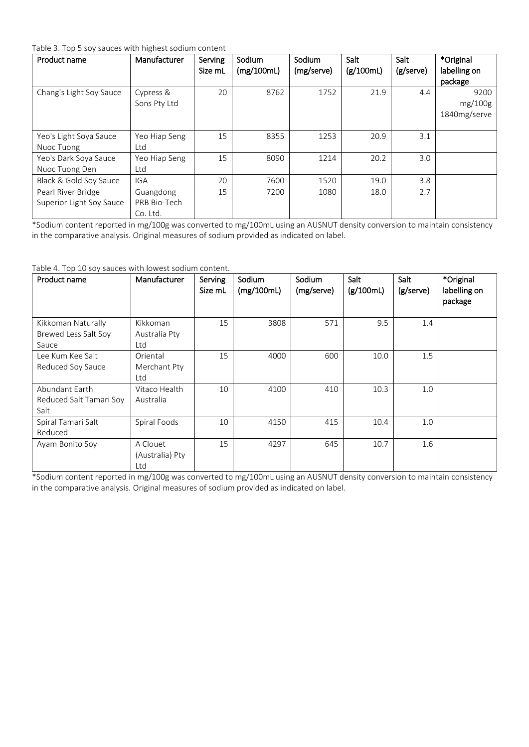Table 3. Top 5 soy sauces with highest sodium content

| Product name | Manufacturer | Serving Size mL | Sodium (mg/100mL) | Sodium (mg/serve) | Salt (g/100mL) | Salt (g/serve) | *Original labelling on package |
|---|---|---|---|---|---|---|---|
| Chang's Light Soy Sauce | Cypress & Sons Pty Ltd | 20 | 8762 | 1752 | 21.9 | 4.4 | 9200 mg/100g 1840mg/serve |
| Yeo's Light Soya Sauce Nuoc Tuong | Yeo Hiap Seng Ltd | 15 | 8355 | 1253 | 20.9 | 3.1 | |
| Yeo's Dark Soya Sauce Nuoc Tuong Den | Yeo Hiap Seng Ltd | 15 | 8090 | 1214 | 20.2 | 3.0 | |
| Black & Gold Soy Sauce | IGA | 20 | 7600 | 1520 | 19.0 | 3.8 | |
| Pearl River Bridge Superior Light Soy Sauce | Guangdong PRB Bio-Tech Co. Ltd. | 15 | 7200 | 1080 | 18.0 | 2.7 | |

*Sodium content reported in mg/100g was converted to mg/100mL using an AUSNUT density conversion to maintain consistency in the comparative analysis. Original measures of sodium provided as indicated on label.

Table 4. Top 10 soy sauces with lowest sodium content.

| Product name | Manufacturer | Serving Size mL | Sodium (mg/100mL) | Sodium (mg/serve) | Salt (g/100mL) | Salt (g/serve) | *Original labelling on package |
|---|---|---|---|---|---|---|---|
| Kikkoman Naturally Brewed Less Salt Soy Sauce | Kikkoman Australia Pty Ltd | 15 | 3808 | 571 | 9.5 | 1.4 | |
| Lee Kum Kee Salt Reduced Soy Sauce | Oriental Merchant Pty Ltd | 15 | 4000 | 600 | 10.0 | 1.5 | |
| Abundant Earth Reduced Salt Tamari Soy Salt | Vitaco Health Australia | 10 | 4100 | 410 | 10.3 | 1.0 | |
| Spiral Tamari Salt Reduced | Spiral Foods | 10 | 4150 | 415 | 10.4 | 1.0 | |
| Ayam Bonito Soy | A Clouet (Australia) Pty Ltd | 15 | 4297 | 645 | 10.7 | 1.6 | |

*Sodium content reported in mg/100g was converted to mg/100mL using an AUSNUT density conversion to maintain consistency in the comparative analysis. Original measures of sodium provided as indicated on label.